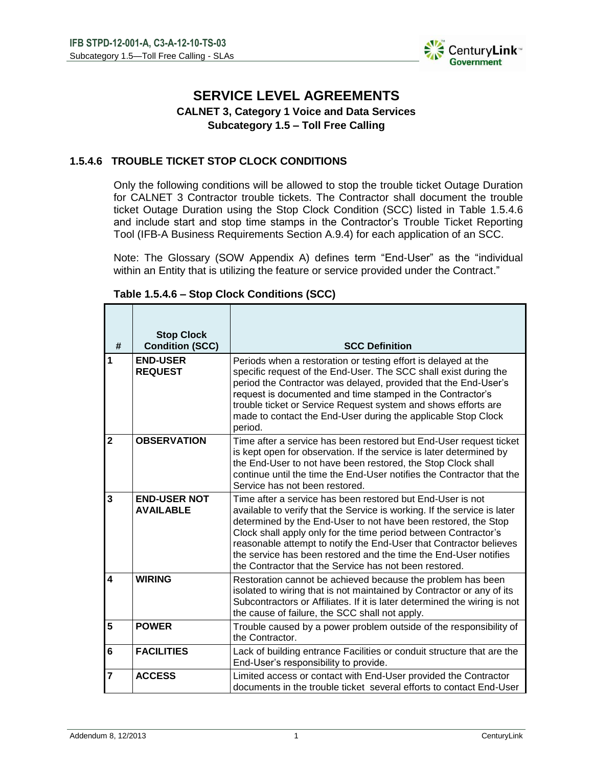# SERVICE LEVEL AGREEMENTS

**CALNET 3, Category 1 Voice and Data Services**

**Subcategory 1.5 – Toll Free Calling**

### 1.5.4.6 TROUBLE TICKET STOP CLOCK CONDITIONS

Only the following conditions will be allowed to stop the trouble ticket Outage Duration for CALNET 3 Contractor trouble tickets. The Contractor shall document the trouble ticket Outage Duration using the Stop Clock Condition (SCC) listed in Table 1.5.4.6 and include start and stop time stamps in the Contractor's Trouble Ticket Reporting Tool (IFB-A Business Requirements Section A.9.4) for each application of an SCC.

Note: The Glossary (SOW Appendix A) defines term "End-User" as the "individual within an Entity that is utilizing the feature or service provided under the Contract."

**Table 1.5.4.6 – Stop Clock Conditions (SCC)**

| # | Stop Clock Condition (SCC) | SCC Definition |
|---|---|---|
| 1 | **END-USER REQUEST** | Periods when a restoration or testing effort is delayed at the specific request of the End-User. The SCC shall exist during the period the Contractor was delayed, provided that the End-User's request is documented and time stamped in the Contractor's trouble ticket or Service Request system and shows efforts are made to contact the End-User during the applicable Stop Clock period. |
| 2 | **OBSERVATION** | Time after a service has been restored but End-User request ticket is kept open for observation. If the service is later determined by the End-User to not have been restored, the Stop Clock shall continue until the time the End-User notifies the Contractor that the Service has not been restored. |
| 3 | **END-USER NOT AVAILABLE** | Time after a service has been restored but End-User is not available to verify that the Service is working. If the service is later determined by the End-User to not have been restored, the Stop Clock shall apply only for the time period between Contractor's reasonable attempt to notify the End-User that Contractor believes the service has been restored and the time the End-User notifies the Contractor that the Service has not been restored. |
| 4 | **WIRING** | Restoration cannot be achieved because the problem has been isolated to wiring that is not maintained by Contractor or any of its Subcontractors or Affiliates. If it is later determined the wiring is not the cause of failure, the SCC shall not apply. |
| 5 | **POWER** | Trouble caused by a power problem outside of the responsibility of the Contractor. |
| 6 | **FACILITIES** | Lack of building entrance Facilities or conduit structure that are the End-User's responsibility to provide. |
| 7 | **ACCESS** | Limited access or contact with End-User provided the Contractor documents in the trouble ticket several efforts to contact End-User |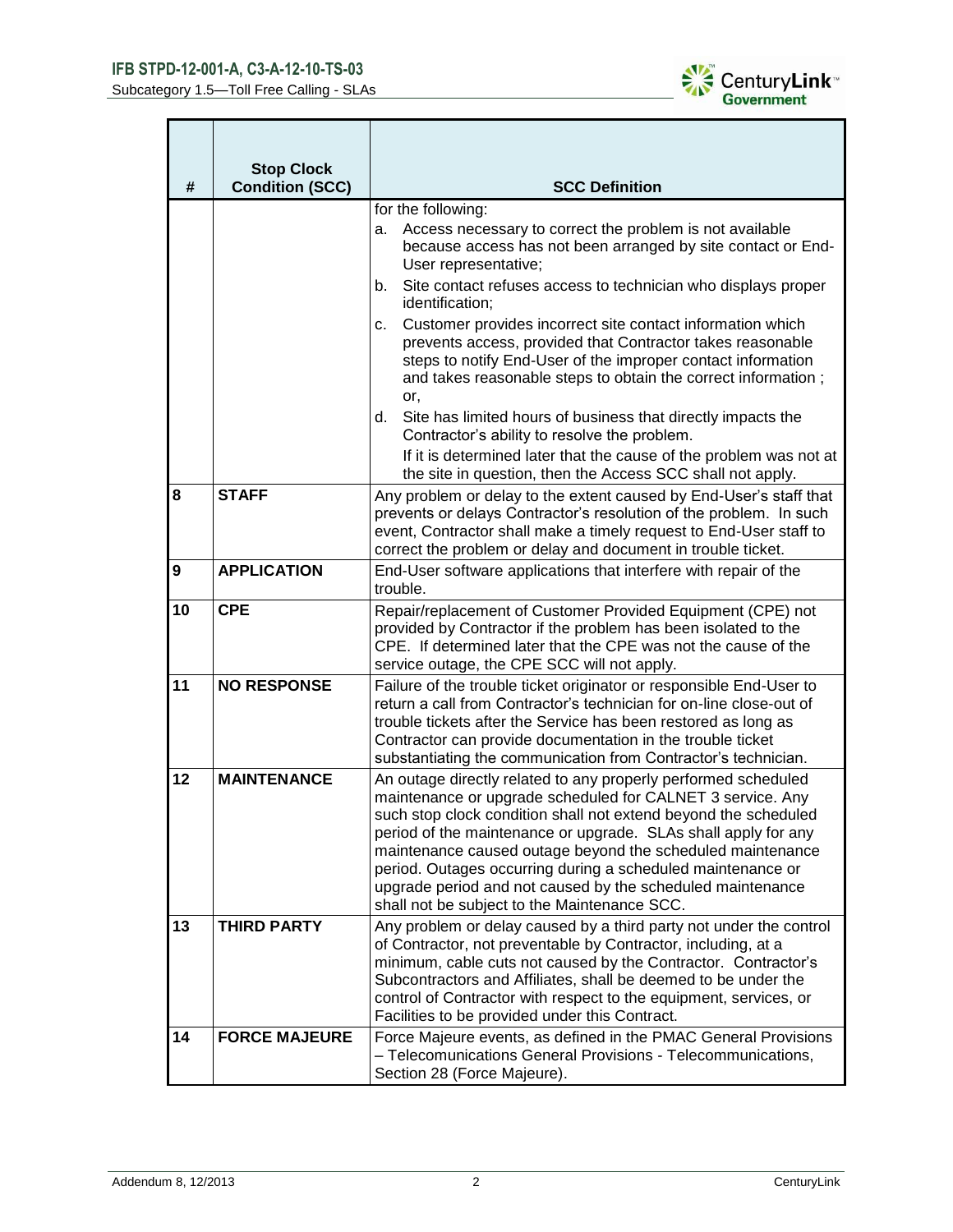| # | Stop Clock Condition (SCC) | SCC Definition |
|---|---|---|
| | | for the following:<br>a. Access necessary to correct the problem is not available because access has not been arranged by site contact or End-User representative;<br>b. Site contact refuses access to technician who displays proper identification;<br>c. Customer provides incorrect site contact information which prevents access, provided that Contractor takes reasonable steps to notify End-User of the improper contact information and takes reasonable steps to obtain the correct information ; or,<br>d. Site has limited hours of business that directly impacts the Contractor's ability to resolve the problem.<br>If it is determined later that the cause of the problem was not at the site in question, then the Access SCC shall not apply. |
| 8 | **STAFF** | Any problem or delay to the extent caused by End-User's staff that prevents or delays Contractor's resolution of the problem. In such event, Contractor shall make a timely request to End-User staff to correct the problem or delay and document in trouble ticket. |
| 9 | **APPLICATION** | End-User software applications that interfere with repair of the trouble. |
| 10 | **CPE** | Repair/replacement of Customer Provided Equipment (CPE) not provided by Contractor if the problem has been isolated to the CPE. If determined later that the CPE was not the cause of the service outage, the CPE SCC will not apply. |
| 11 | **NO RESPONSE** | Failure of the trouble ticket originator or responsible End-User to return a call from Contractor's technician for on-line close-out of trouble tickets after the Service has been restored as long as Contractor can provide documentation in the trouble ticket substantiating the communication from Contractor's technician. |
| 12 | **MAINTENANCE** | An outage directly related to any properly performed scheduled maintenance or upgrade scheduled for CALNET 3 service. Any such stop clock condition shall not extend beyond the scheduled period of the maintenance or upgrade. SLAs shall apply for any maintenance caused outage beyond the scheduled maintenance period. Outages occurring during a scheduled maintenance or upgrade period and not caused by the scheduled maintenance shall not be subject to the Maintenance SCC. |
| 13 | **THIRD PARTY** | Any problem or delay caused by a third party not under the control of Contractor, not preventable by Contractor, including, at a minimum, cable cuts not caused by the Contractor. Contractor's Subcontractors and Affiliates, shall be deemed to be under the control of Contractor with respect to the equipment, services, or Facilities to be provided under this Contract. |
| 14 | **FORCE MAJEURE** | Force Majeure events, as defined in the PMAC General Provisions – Telecomunications General Provisions - Telecommunications, Section 28 (Force Majeure). |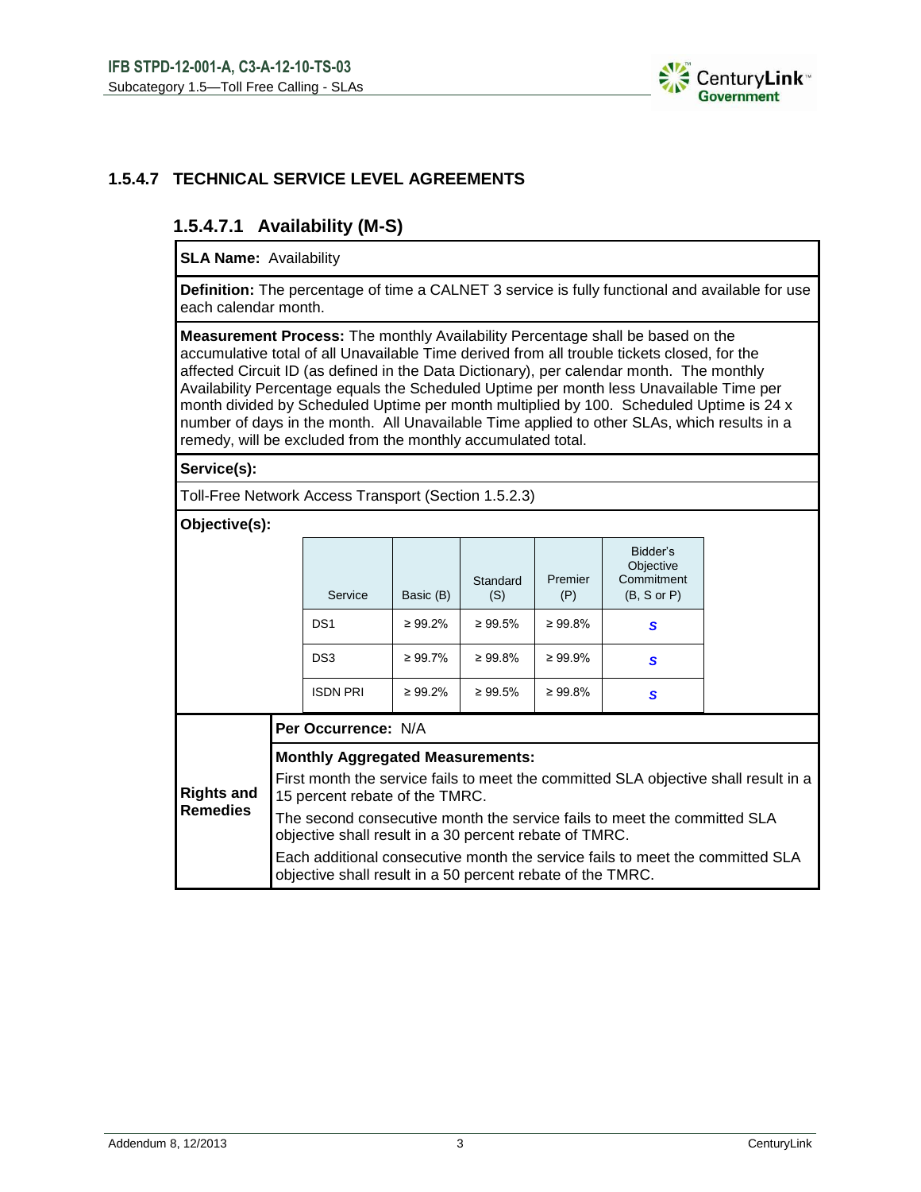## 1.5.4.7 TECHNICAL SERVICE LEVEL AGREEMENTS

### 1.5.4.7.1 Availability (M-S)

**SLA Name:** Availability

**Definition:** The percentage of time a CALNET 3 service is fully functional and available for use each calendar month.

**Measurement Process:** The monthly Availability Percentage shall be based on the accumulative total of all Unavailable Time derived from all trouble tickets closed, for the affected Circuit ID (as defined in the Data Dictionary), per calendar month. The monthly Availability Percentage equals the Scheduled Uptime per month less Unavailable Time per month divided by Scheduled Uptime per month multiplied by 100. Scheduled Uptime is 24 x number of days in the month. All Unavailable Time applied to other SLAs, which results in a remedy, will be excluded from the monthly accumulated total.

**Service(s):**

Toll-Free Network Access Transport (Section 1.5.2.3)

**Objective(s):**

| Service | Basic (B) | Standard (S) | Premier (P) | Bidder's Objective Commitment (B, S or P) |
|---|---|---|---|---|
| DS1 | ≥ 99.2% | ≥ 99.5% | ≥ 99.8% | *S* |
| DS3 | ≥ 99.7% | ≥ 99.8% | ≥ 99.9% | *S* |
| ISDN PRI | ≥ 99.2% | ≥ 99.5% | ≥ 99.8% | *S* |

**Rights and Remedies**

**Per Occurrence:** N/A

**Monthly Aggregated Measurements:**

First month the service fails to meet the committed SLA objective shall result in a 15 percent rebate of the TMRC.

The second consecutive month the service fails to meet the committed SLA objective shall result in a 30 percent rebate of TMRC.

Each additional consecutive month the service fails to meet the committed SLA objective shall result in a 50 percent rebate of the TMRC.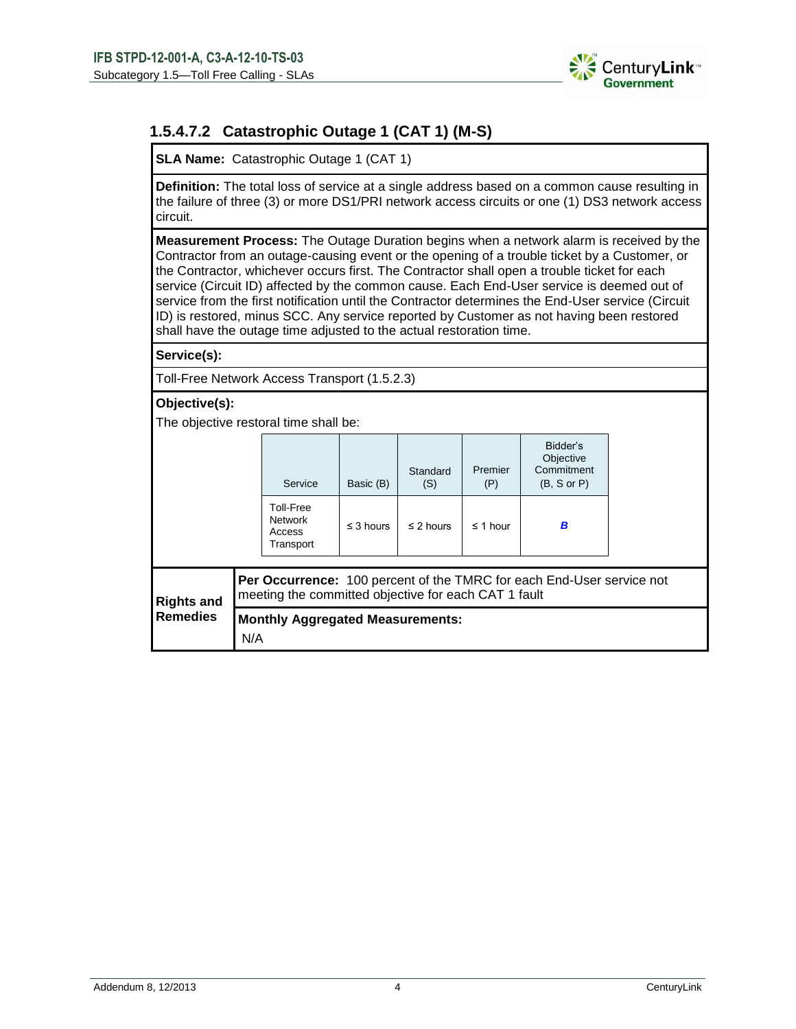### 1.5.4.7.2 Catastrophic Outage 1 (CAT 1) (M-S)

**SLA Name:** Catastrophic Outage 1 (CAT 1)

**Definition:** The total loss of service at a single address based on a common cause resulting in the failure of three (3) or more DS1/PRI network access circuits or one (1) DS3 network access circuit.

**Measurement Process:** The Outage Duration begins when a network alarm is received by the Contractor from an outage-causing event or the opening of a trouble ticket by a Customer, or the Contractor, whichever occurs first. The Contractor shall open a trouble ticket for each service (Circuit ID) affected by the common cause. Each End-User service is deemed out of service from the first notification until the Contractor determines the End-User service (Circuit ID) is restored, minus SCC. Any service reported by Customer as not having been restored shall have the outage time adjusted to the actual restoration time.

**Service(s):**

Toll-Free Network Access Transport (1.5.2.3)

**Objective(s):**

The objective restoral time shall be:

| Service | Basic (B) | Standard (S) | Premier (P) | Bidder's Objective Commitment (B, S or P) |
|---|---|---|---|---|
| Toll-Free Network Access Transport | ≤ 3 hours | ≤ 2 hours | ≤ 1 hour | ***B*** |

**Rights and Remedies**

**Per Occurrence:** 100 percent of the TMRC for each End-User service not meeting the committed objective for each CAT 1 fault

**Monthly Aggregated Measurements:**

N/A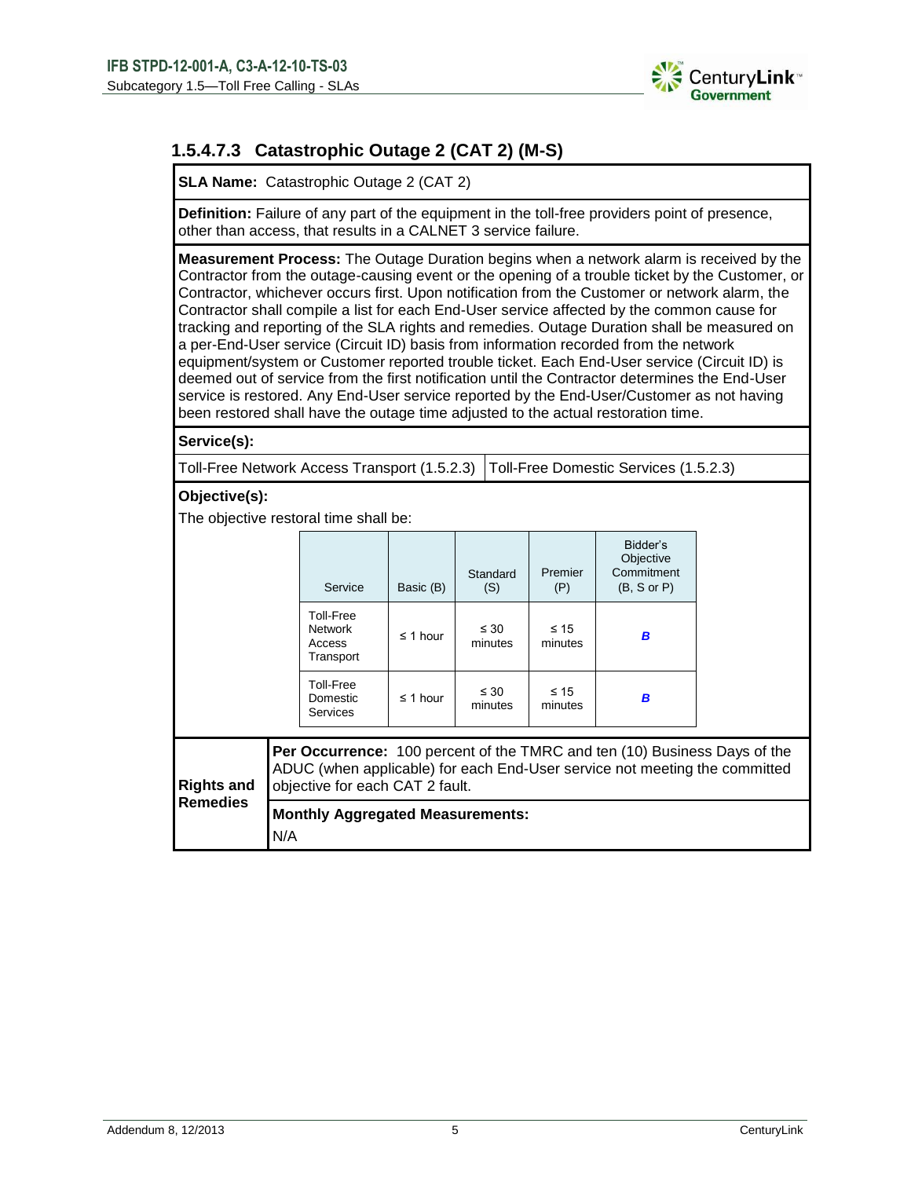### 1.5.4.7.3 Catastrophic Outage 2 (CAT 2) (M-S)

**SLA Name:** Catastrophic Outage 2 (CAT 2)

**Definition:** Failure of any part of the equipment in the toll-free providers point of presence, other than access, that results in a CALNET 3 service failure.

**Measurement Process:** The Outage Duration begins when a network alarm is received by the Contractor from the outage-causing event or the opening of a trouble ticket by the Customer, or Contractor, whichever occurs first. Upon notification from the Customer or network alarm, the Contractor shall compile a list for each End-User service affected by the common cause for tracking and reporting of the SLA rights and remedies. Outage Duration shall be measured on a per-End-User service (Circuit ID) basis from information recorded from the network equipment/system or Customer reported trouble ticket. Each End-User service (Circuit ID) is deemed out of service from the first notification until the Contractor determines the End-User service is restored. Any End-User service reported by the End-User/Customer as not having been restored shall have the outage time adjusted to the actual restoration time.

**Service(s):**

Toll-Free Network Access Transport (1.5.2.3) | Toll-Free Domestic Services (1.5.2.3)

**Objective(s):**

The objective restoral time shall be:

| Service | Basic (B) | Standard (S) | Premier (P) | Bidder's Objective Commitment (B, S or P) |
|---|---|---|---|---|
| Toll-Free Network Access Transport | ≤ 1 hour | ≤ 30 minutes | ≤ 15 minutes | ***B*** |
| Toll-Free Domestic Services | ≤ 1 hour | ≤ 30 minutes | ≤ 15 minutes | ***B*** |

**Rights and Remedies**

**Per Occurrence:** 100 percent of the TMRC and ten (10) Business Days of the ADUC (when applicable) for each End-User service not meeting the committed objective for each CAT 2 fault.

**Monthly Aggregated Measurements:**

N/A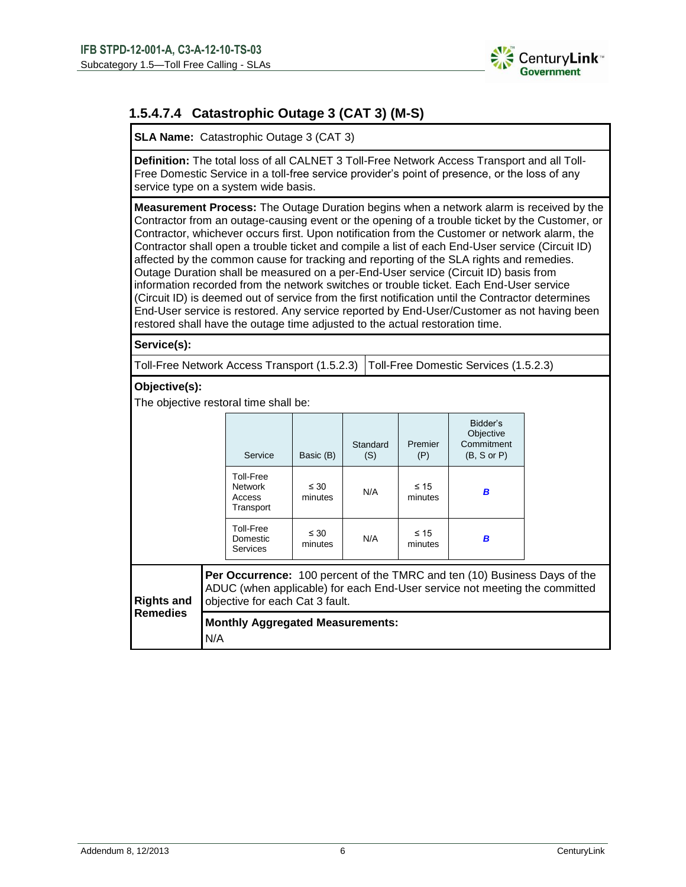### 1.5.4.7.4 Catastrophic Outage 3 (CAT 3) (M-S)

**SLA Name:** Catastrophic Outage 3 (CAT 3)

**Definition:** The total loss of all CALNET 3 Toll-Free Network Access Transport and all Toll-Free Domestic Service in a toll-free service provider's point of presence, or the loss of any service type on a system wide basis.

**Measurement Process:** The Outage Duration begins when a network alarm is received by the Contractor from an outage-causing event or the opening of a trouble ticket by the Customer, or Contractor, whichever occurs first. Upon notification from the Customer or network alarm, the Contractor shall open a trouble ticket and compile a list of each End-User service (Circuit ID) affected by the common cause for tracking and reporting of the SLA rights and remedies. Outage Duration shall be measured on a per-End-User service (Circuit ID) basis from information recorded from the network switches or trouble ticket. Each End-User service (Circuit ID) is deemed out of service from the first notification until the Contractor determines End-User service is restored. Any service reported by End-User/Customer as not having been restored shall have the outage time adjusted to the actual restoration time.

**Service(s):**

| Toll-Free Network Access Transport (1.5.2.3) | Toll-Free Domestic Services (1.5.2.3) |
|---|---|

**Objective(s):**

The objective restoral time shall be:

| Service | Basic (B) | Standard (S) | Premier (P) | Bidder's Objective Commitment (B, S or P) |
|---|---|---|---|---|
| Toll-Free Network Access Transport | ≤ 30 minutes | N/A | ≤ 15 minutes | ***B*** |
| Toll-Free Domestic Services | ≤ 30 minutes | N/A | ≤ 15 minutes | ***B*** |

**Rights and Remedies**

**Per Occurrence:** 100 percent of the TMRC and ten (10) Business Days of the ADUC (when applicable) for each End-User service not meeting the committed objective for each Cat 3 fault.

**Monthly Aggregated Measurements:**

N/A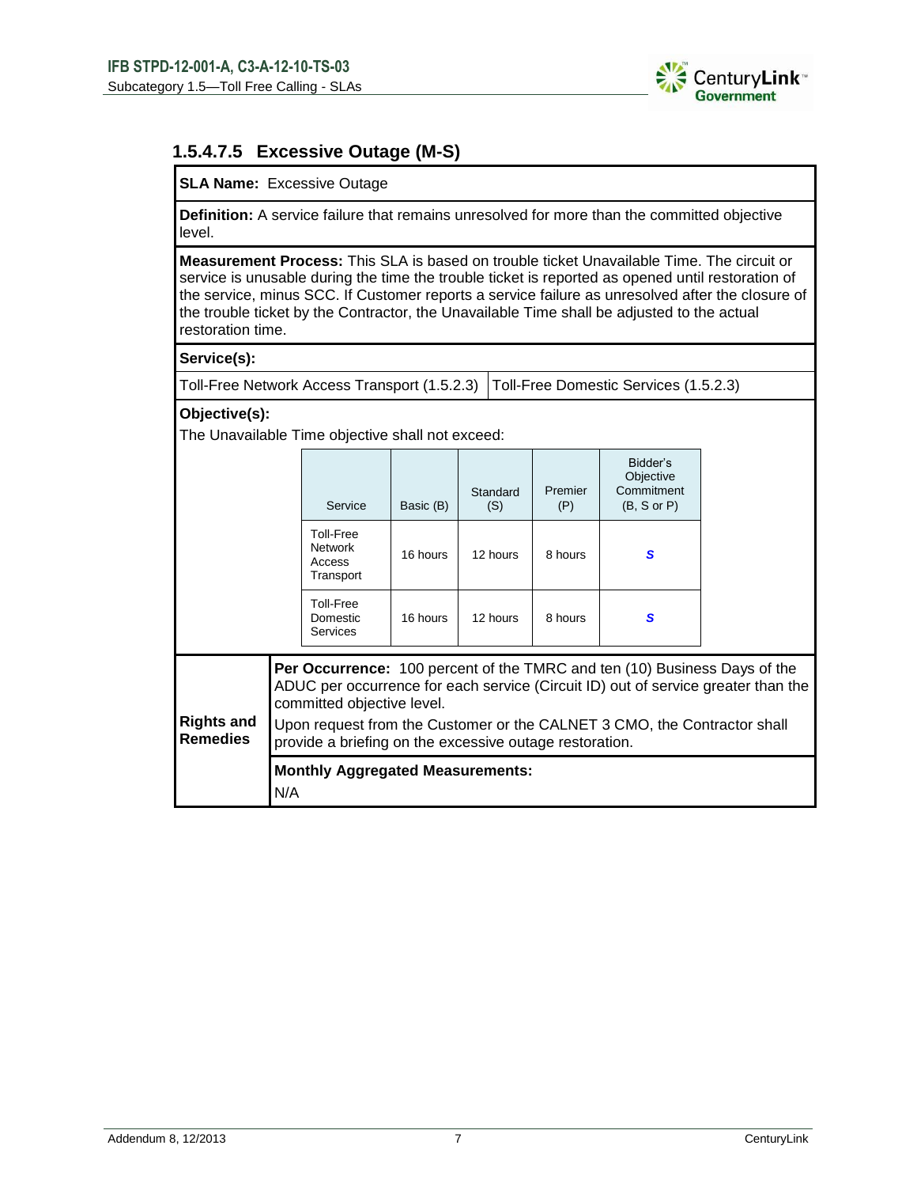### 1.5.4.7.5 Excessive Outage (M-S)

**SLA Name:** Excessive Outage

**Definition:** A service failure that remains unresolved for more than the committed objective level.

**Measurement Process:** This SLA is based on trouble ticket Unavailable Time. The circuit or service is unusable during the time the trouble ticket is reported as opened until restoration of the service, minus SCC. If Customer reports a service failure as unresolved after the closure of the trouble ticket by the Contractor, the Unavailable Time shall be adjusted to the actual restoration time.

**Service(s):**

Toll-Free Network Access Transport (1.5.2.3) | Toll-Free Domestic Services (1.5.2.3)

**Objective(s):**

The Unavailable Time objective shall not exceed:

| Service | Basic (B) | Standard (S) | Premier (P) | Bidder's Objective Commitment (B, S or P) |
|---|---|---|---|---|
| Toll-Free Network Access Transport | 16 hours | 12 hours | 8 hours | ***S*** |
| Toll-Free Domestic Services | 16 hours | 12 hours | 8 hours | ***S*** |

**Rights and Remedies**

**Per Occurrence:** 100 percent of the TMRC and ten (10) Business Days of the ADUC per occurrence for each service (Circuit ID) out of service greater than the committed objective level.

Upon request from the Customer or the CALNET 3 CMO, the Contractor shall provide a briefing on the excessive outage restoration.

**Monthly Aggregated Measurements:**

N/A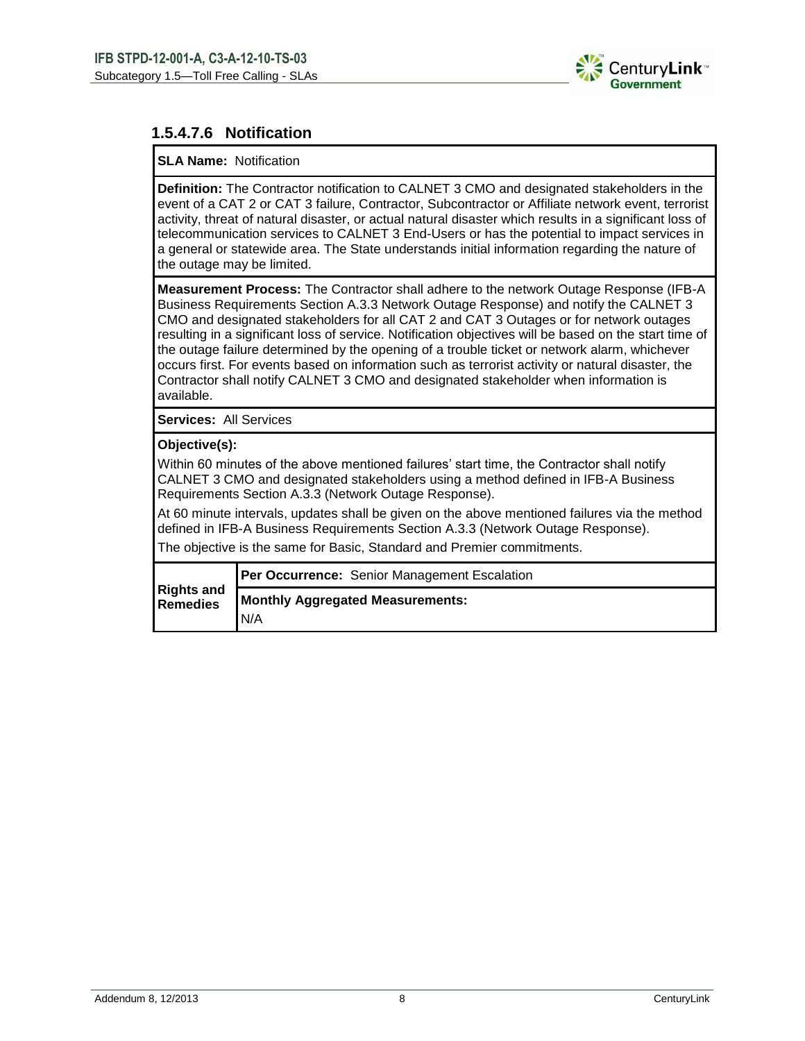### 1.5.4.7.6 Notification

**SLA Name:** Notification

**Definition:** The Contractor notification to CALNET 3 CMO and designated stakeholders in the event of a CAT 2 or CAT 3 failure, Contractor, Subcontractor or Affiliate network event, terrorist activity, threat of natural disaster, or actual natural disaster which results in a significant loss of telecommunication services to CALNET 3 End-Users or has the potential to impact services in a general or statewide area. The State understands initial information regarding the nature of the outage may be limited.

**Measurement Process:** The Contractor shall adhere to the network Outage Response (IFB-A Business Requirements Section A.3.3 Network Outage Response) and notify the CALNET 3 CMO and designated stakeholders for all CAT 2 and CAT 3 Outages or for network outages resulting in a significant loss of service. Notification objectives will be based on the start time of the outage failure determined by the opening of a trouble ticket or network alarm, whichever occurs first. For events based on information such as terrorist activity or natural disaster, the Contractor shall notify CALNET 3 CMO and designated stakeholder when information is available.

**Services:** All Services

**Objective(s):**

Within 60 minutes of the above mentioned failures' start time, the Contractor shall notify CALNET 3 CMO and designated stakeholders using a method defined in IFB-A Business Requirements Section A.3.3 (Network Outage Response).

At 60 minute intervals, updates shall be given on the above mentioned failures via the method defined in IFB-A Business Requirements Section A.3.3 (Network Outage Response).

The objective is the same for Basic, Standard and Premier commitments.

| **Rights and Remedies** | |
|---|---|
| | **Per Occurrence:** Senior Management Escalation |
| | **Monthly Aggregated Measurements:** N/A |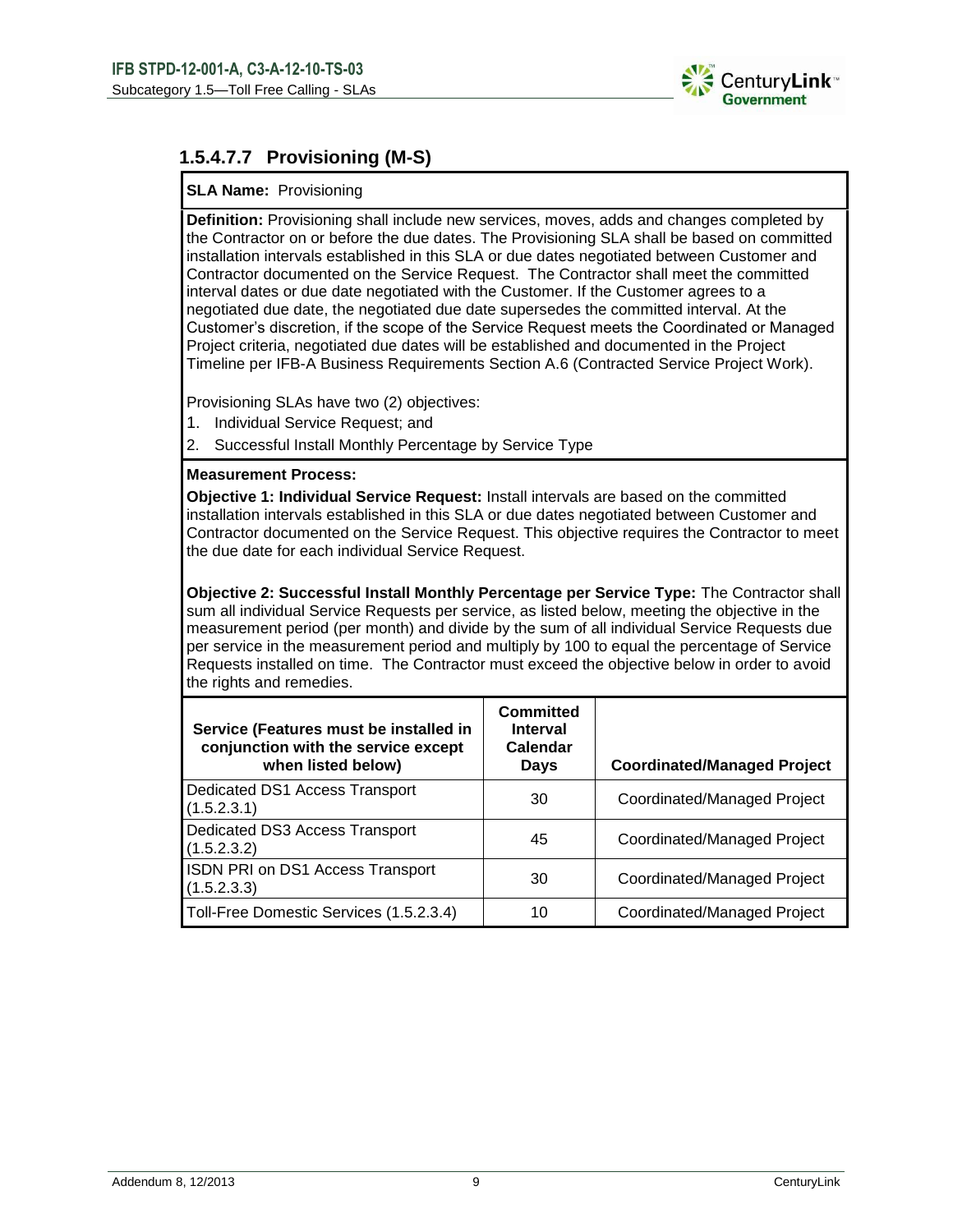### 1.5.4.7.7 Provisioning (M-S)

**SLA Name:** Provisioning

**Definition:** Provisioning shall include new services, moves, adds and changes completed by the Contractor on or before the due dates. The Provisioning SLA shall be based on committed installation intervals established in this SLA or due dates negotiated between Customer and Contractor documented on the Service Request. The Contractor shall meet the committed interval dates or due date negotiated with the Customer. If the Customer agrees to a negotiated due date, the negotiated due date supersedes the committed interval. At the Customer's discretion, if the scope of the Service Request meets the Coordinated or Managed Project criteria, negotiated due dates will be established and documented in the Project Timeline per IFB-A Business Requirements Section A.6 (Contracted Service Project Work).

Provisioning SLAs have two (2) objectives:

1. Individual Service Request; and
2. Successful Install Monthly Percentage by Service Type

**Measurement Process:**

**Objective 1: Individual Service Request:** Install intervals are based on the committed installation intervals established in this SLA or due dates negotiated between Customer and Contractor documented on the Service Request. This objective requires the Contractor to meet the due date for each individual Service Request.

**Objective 2: Successful Install Monthly Percentage per Service Type:** The Contractor shall sum all individual Service Requests per service, as listed below, meeting the objective in the measurement period (per month) and divide by the sum of all individual Service Requests due per service in the measurement period and multiply by 100 to equal the percentage of Service Requests installed on time. The Contractor must exceed the objective below in order to avoid the rights and remedies.

| Service (Features must be installed in conjunction with the service except when listed below) | Committed Interval Calendar Days | Coordinated/Managed Project |
|---|---|---|
| Dedicated DS1 Access Transport (1.5.2.3.1) | 30 | Coordinated/Managed Project |
| Dedicated DS3 Access Transport (1.5.2.3.2) | 45 | Coordinated/Managed Project |
| ISDN PRI on DS1 Access Transport (1.5.2.3.3) | 30 | Coordinated/Managed Project |
| Toll-Free Domestic Services (1.5.2.3.4) | 10 | Coordinated/Managed Project |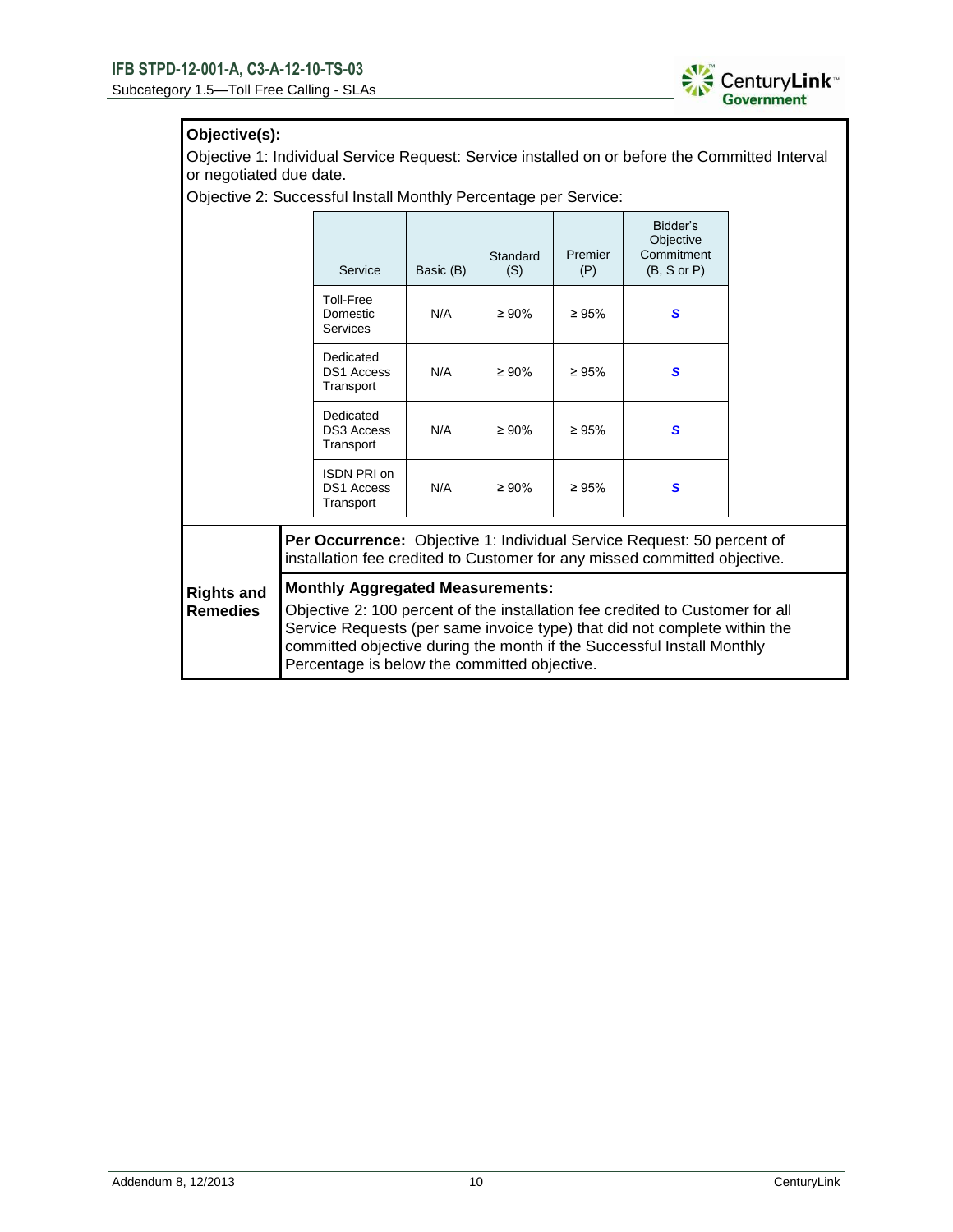**Objective(s):**

Objective 1: Individual Service Request: Service installed on or before the Committed Interval or negotiated due date.

Objective 2: Successful Install Monthly Percentage per Service:

| Service | Basic (B) | Standard (S) | Premier (P) | Bidder's Objective Commitment (B, S or P) |
|---|---|---|---|---|
| Toll-Free Domestic Services | N/A | ≥ 90% | ≥ 95% | ***S*** |
| Dedicated DS1 Access Transport | N/A | ≥ 90% | ≥ 95% | ***S*** |
| Dedicated DS3 Access Transport | N/A | ≥ 90% | ≥ 95% | ***S*** |
| ISDN PRI on DS1 Access Transport | N/A | ≥ 90% | ≥ 95% | ***S*** |

**Rights and Remedies**

**Per Occurrence:** Objective 1: Individual Service Request: 50 percent of installation fee credited to Customer for any missed committed objective.

**Monthly Aggregated Measurements:**

Objective 2: 100 percent of the installation fee credited to Customer for all Service Requests (per same invoice type) that did not complete within the committed objective during the month if the Successful Install Monthly Percentage is below the committed objective.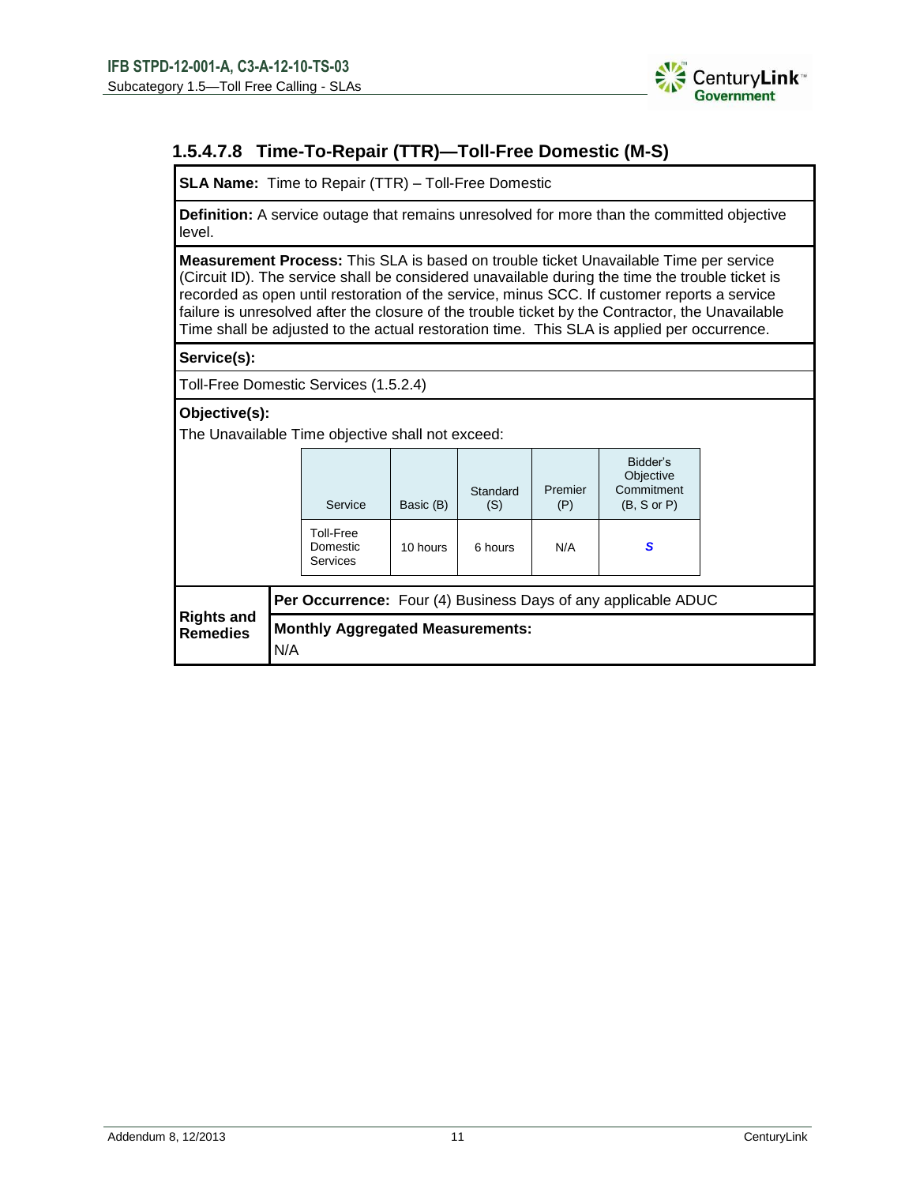### 1.5.4.7.8 Time-To-Repair (TTR)—Toll-Free Domestic (M-S)

**SLA Name:** Time to Repair (TTR) – Toll-Free Domestic

**Definition:** A service outage that remains unresolved for more than the committed objective level.

**Measurement Process:** This SLA is based on trouble ticket Unavailable Time per service (Circuit ID). The service shall be considered unavailable during the time the trouble ticket is recorded as open until restoration of the service, minus SCC. If customer reports a service failure is unresolved after the closure of the trouble ticket by the Contractor, the Unavailable Time shall be adjusted to the actual restoration time. This SLA is applied per occurrence.

**Service(s):**

Toll-Free Domestic Services (1.5.2.4)

**Objective(s):**

The Unavailable Time objective shall not exceed:

| Service | Basic (B) | Standard (S) | Premier (P) | Bidder's Objective Commitment (B, S or P) |
|---|---|---|---|---|
| Toll-Free Domestic Services | 10 hours | 6 hours | N/A | ***S*** |

**Rights and Remedies**

**Per Occurrence:** Four (4) Business Days of any applicable ADUC

**Monthly Aggregated Measurements:**
N/A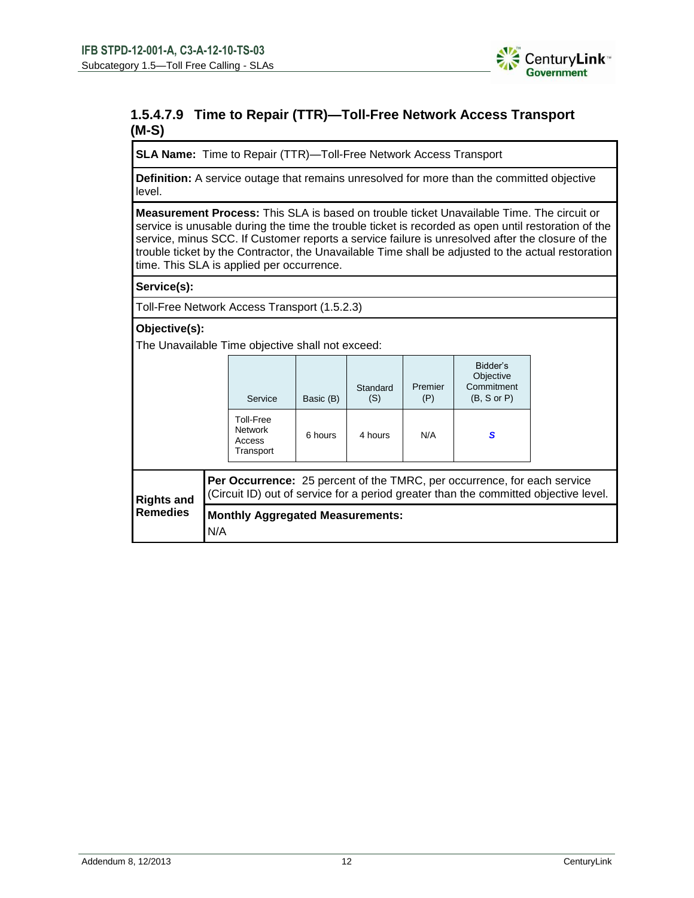### 1.5.4.7.9 Time to Repair (TTR)—Toll-Free Network Access Transport (M-S)

**SLA Name:** Time to Repair (TTR)—Toll-Free Network Access Transport

**Definition:** A service outage that remains unresolved for more than the committed objective level.

**Measurement Process:** This SLA is based on trouble ticket Unavailable Time. The circuit or service is unusable during the time the trouble ticket is recorded as open until restoration of the service, minus SCC. If Customer reports a service failure is unresolved after the closure of the trouble ticket by the Contractor, the Unavailable Time shall be adjusted to the actual restoration time. This SLA is applied per occurrence.

**Service(s):**

Toll-Free Network Access Transport (1.5.2.3)

**Objective(s):**

The Unavailable Time objective shall not exceed:

| Service | Basic (B) | Standard (S) | Premier (P) | Bidder's Objective Commitment (B, S or P) |
|---|---|---|---|---|
| Toll-Free Network Access Transport | 6 hours | 4 hours | N/A | ***S*** |

**Rights and Remedies**

**Per Occurrence:** 25 percent of the TMRC, per occurrence, for each service (Circuit ID) out of service for a period greater than the committed objective level.

**Monthly Aggregated Measurements:**

N/A